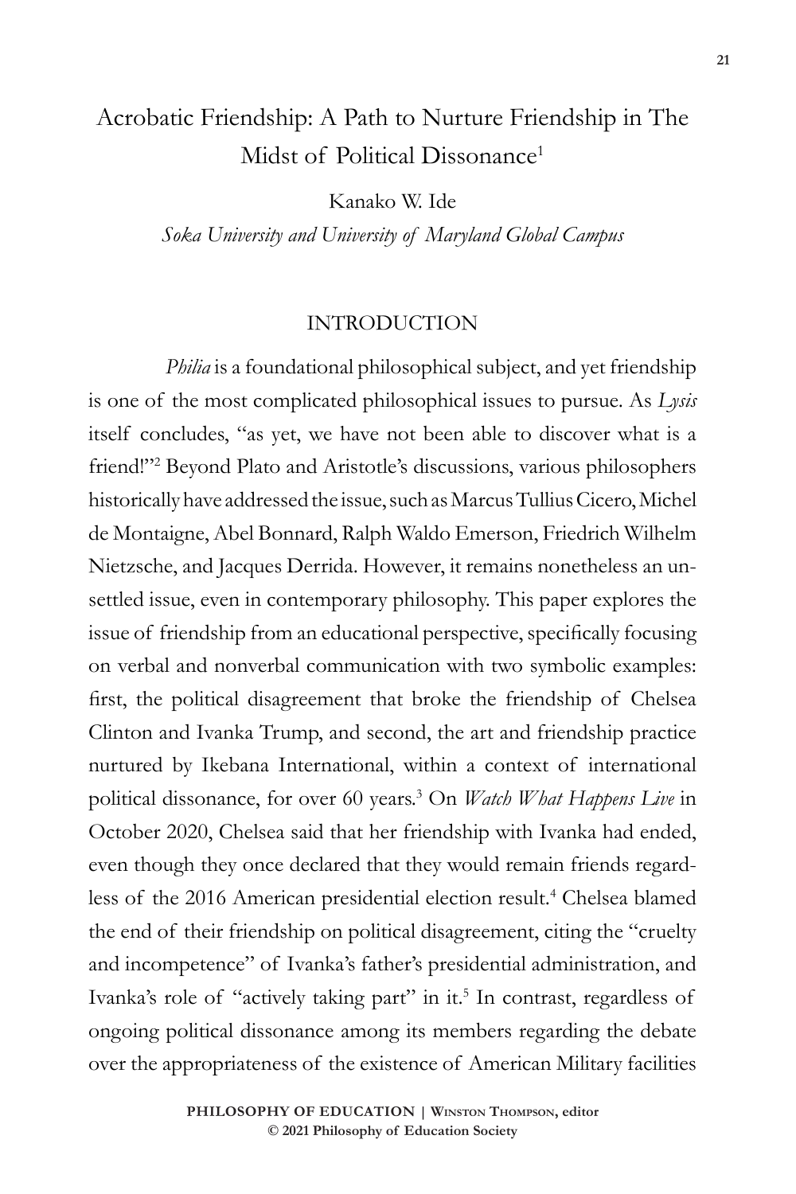# Acrobatic Friendship: A Path to Nurture Friendship in The Midst of Political Dissonance[1]

Kanako W. Ide

*Soka University and University of Maryland Global Campus*

## INTRODUCTION

*Philia* is a foundational philosophical subject, and yet friendship is one of the most complicated philosophical issues to pursue. As *Lysis* itself concludes, "as yet, we have not been able to discover what is a friend!"[2] Beyond Plato and Aristotle's discussions, various philosophers historically have addressed the issue, such as Marcus Tullius Cicero, Michel de Montaigne, Abel Bonnard, Ralph Waldo Emerson, Friedrich Wilhelm Nietzsche, and Jacques Derrida. However, it remains nonetheless an unsettled issue, even in contemporary philosophy. This paper explores the issue of friendship from an educational perspective, specifically focusing on verbal and nonverbal communication with two symbolic examples: first, the political disagreement that broke the friendship of Chelsea Clinton and Ivanka Trump, and second, the art and friendship practice nurtured by Ikebana International, within a context of international political dissonance, for over 60 years.[3] On *Watch What Happens Live* in October 2020, Chelsea said that her friendship with Ivanka had ended, even though they once declared that they would remain friends regardless of the 2016 American presidential election result.[4] Chelsea blamed the end of their friendship on political disagreement, citing the "cruelty and incompetence" of Ivanka's father's presidential administration, and Ivanka's role of "actively taking part" in it.[5] In contrast, regardless of ongoing political dissonance among its members regarding the debate over the appropriateness of the existence of American Military facilities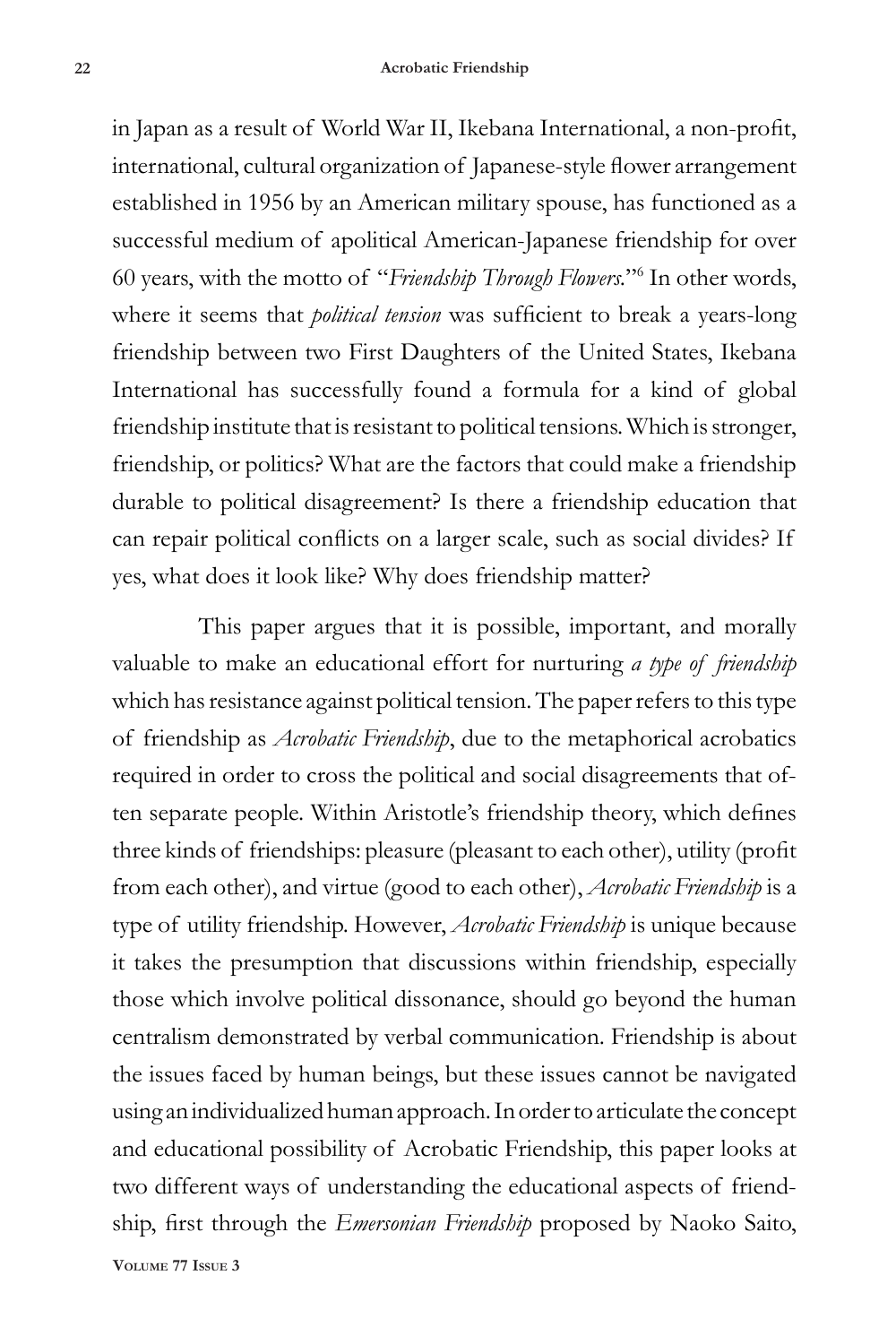in Japan as a result of World War II, Ikebana International, a non-profit, international, cultural organization of Japanese-style flower arrangement established in 1956 by an American military spouse, has functioned as a successful medium of apolitical American-Japanese friendship for over 60 years, with the motto of "*Friendship Through Flowers*."[6] In other words, where it seems that *political tension* was sufficient to break a years-long friendship between two First Daughters of the United States, Ikebana International has successfully found a formula for a kind of global friendship institute that is resistant to political tensions. Which is stronger, friendship, or politics? What are the factors that could make a friendship durable to political disagreement? Is there a friendship education that can repair political conflicts on a larger scale, such as social divides? If yes, what does it look like? Why does friendship matter?

This paper argues that it is possible, important, and morally valuable to make an educational effort for nurturing *a type of friendship* which has resistance against political tension. The paper refers to this type of friendship as *Acrobatic Friendship*, due to the metaphorical acrobatics required in order to cross the political and social disagreements that often separate people. Within Aristotle's friendship theory, which defines three kinds of friendships: pleasure (pleasant to each other), utility (profit from each other), and virtue (good to each other), *Acrobatic Friendship* is a type of utility friendship. However, *Acrobatic Friendship* is unique because it takes the presumption that discussions within friendship, especially those which involve political dissonance, should go beyond the human centralism demonstrated by verbal communication. Friendship is about the issues faced by human beings, but these issues cannot be navigated using an individualized human approach. In order to articulate the concept and educational possibility of Acrobatic Friendship, this paper looks at two different ways of understanding the educational aspects of friendship, first through the *Emersonian Friendship* proposed by Naoko Saito,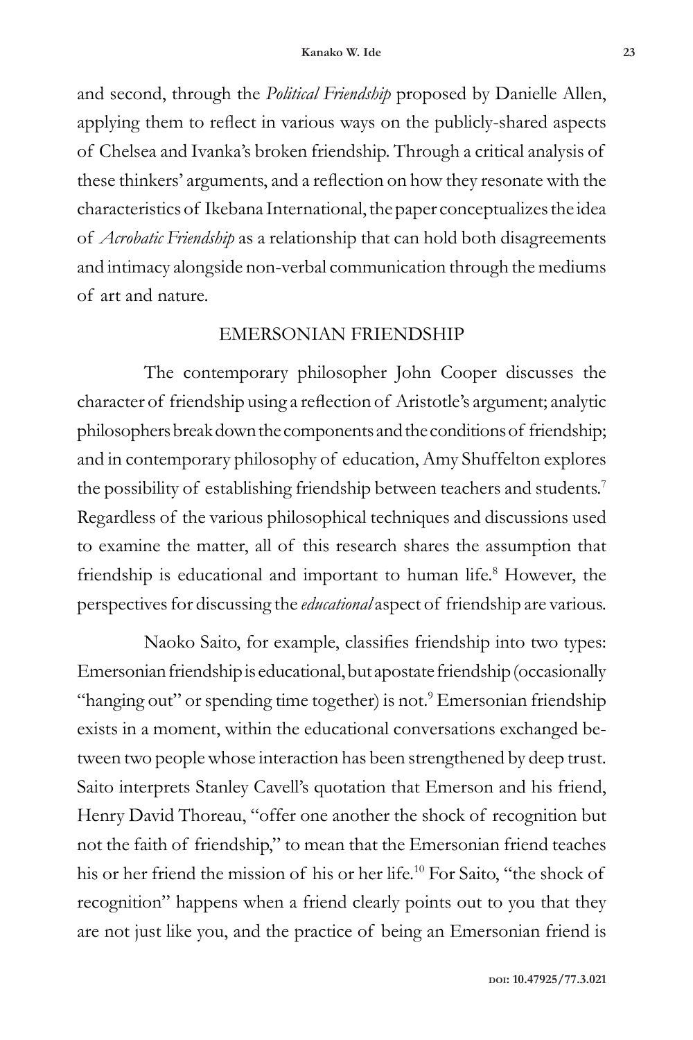and second, through the *Political Friendship* proposed by Danielle Allen, applying them to reflect in various ways on the publicly-shared aspects of Chelsea and Ivanka's broken friendship. Through a critical analysis of these thinkers' arguments, and a reflection on how they resonate with the characteristics of Ikebana International, the paper conceptualizes the idea of *Acrobatic Friendship* as a relationship that can hold both disagreements and intimacy alongside non-verbal communication through the mediums of art and nature.

## EMERSONIAN FRIENDSHIP

The contemporary philosopher John Cooper discusses the character of friendship using a reflection of Aristotle's argument; analytic philosophers break down the components and the conditions of friendship; and in contemporary philosophy of education, Amy Shuffelton explores the possibility of establishing friendship between teachers and students.[7] Regardless of the various philosophical techniques and discussions used to examine the matter, all of this research shares the assumption that friendship is educational and important to human life.[8] However, the perspectives for discussing the *educational* aspect of friendship are various.

Naoko Saito, for example, classifies friendship into two types: Emersonian friendship is educational, but apostate friendship (occasionally "hanging out" or spending time together) is not.[9] Emersonian friendship exists in a moment, within the educational conversations exchanged between two people whose interaction has been strengthened by deep trust. Saito interprets Stanley Cavell's quotation that Emerson and his friend, Henry David Thoreau, "offer one another the shock of recognition but not the faith of friendship," to mean that the Emersonian friend teaches his or her friend the mission of his or her life.[10] For Saito, "the shock of recognition" happens when a friend clearly points out to you that they are not just like you, and the practice of being an Emersonian friend is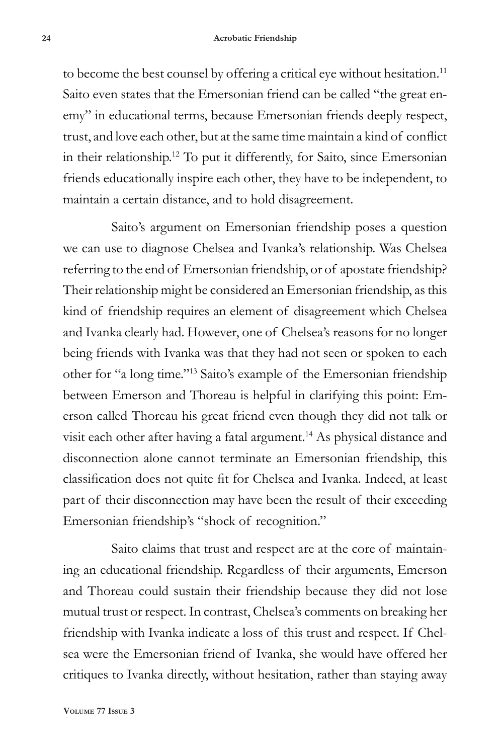to become the best counsel by offering a critical eye without hesitation.[11] Saito even states that the Emersonian friend can be called "the great enemy" in educational terms, because Emersonian friends deeply respect, trust, and love each other, but at the same time maintain a kind of conflict in their relationship.[12] To put it differently, for Saito, since Emersonian friends educationally inspire each other, they have to be independent, to maintain a certain distance, and to hold disagreement.

Saito's argument on Emersonian friendship poses a question we can use to diagnose Chelsea and Ivanka's relationship. Was Chelsea referring to the end of Emersonian friendship, or of apostate friendship? Their relationship might be considered an Emersonian friendship, as this kind of friendship requires an element of disagreement which Chelsea and Ivanka clearly had. However, one of Chelsea's reasons for no longer being friends with Ivanka was that they had not seen or spoken to each other for "a long time."[13] Saito's example of the Emersonian friendship between Emerson and Thoreau is helpful in clarifying this point: Emerson called Thoreau his great friend even though they did not talk or visit each other after having a fatal argument.[14] As physical distance and disconnection alone cannot terminate an Emersonian friendship, this classification does not quite fit for Chelsea and Ivanka. Indeed, at least part of their disconnection may have been the result of their exceeding Emersonian friendship's "shock of recognition."

Saito claims that trust and respect are at the core of maintaining an educational friendship. Regardless of their arguments, Emerson and Thoreau could sustain their friendship because they did not lose mutual trust or respect. In contrast, Chelsea's comments on breaking her friendship with Ivanka indicate a loss of this trust and respect. If Chelsea were the Emersonian friend of Ivanka, she would have offered her critiques to Ivanka directly, without hesitation, rather than staying away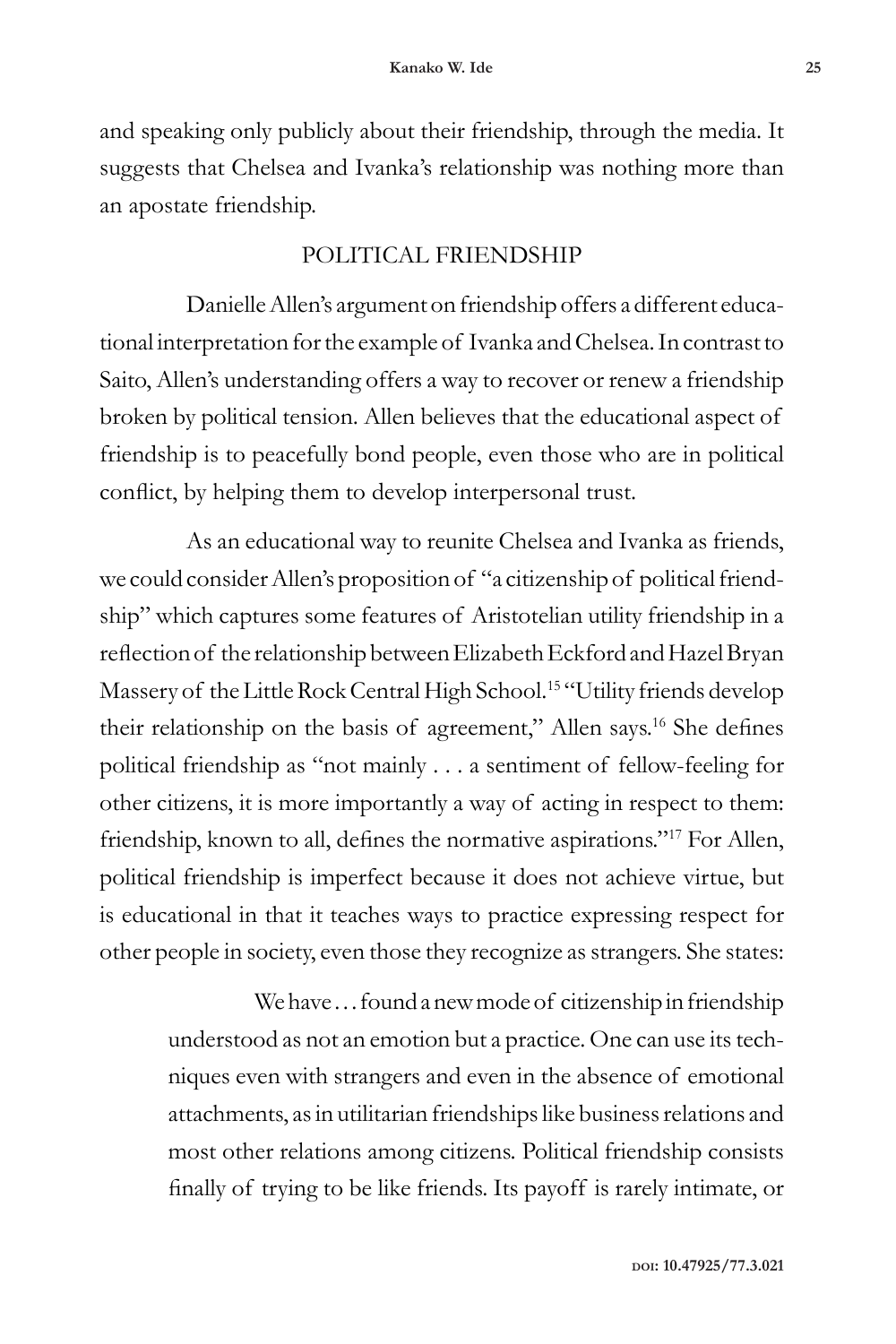and speaking only publicly about their friendship, through the media. It suggests that Chelsea and Ivanka's relationship was nothing more than an apostate friendship.

## POLITICAL FRIENDSHIP

Danielle Allen's argument on friendship offers a different educational interpretation for the example of Ivanka and Chelsea. In contrast to Saito, Allen's understanding offers a way to recover or renew a friendship broken by political tension. Allen believes that the educational aspect of friendship is to peacefully bond people, even those who are in political conflict, by helping them to develop interpersonal trust.

As an educational way to reunite Chelsea and Ivanka as friends, we could consider Allen's proposition of "a citizenship of political friendship" which captures some features of Aristotelian utility friendship in a reflection of the relationship between Elizabeth Eckford and Hazel Bryan Massery of the Little Rock Central High School.[15] "Utility friends develop their relationship on the basis of agreement," Allen says.[16] She defines political friendship as "not mainly . . . a sentiment of fellow-feeling for other citizens, it is more importantly a way of acting in respect to them: friendship, known to all, defines the normative aspirations."[17] For Allen, political friendship is imperfect because it does not achieve virtue, but is educational in that it teaches ways to practice expressing respect for other people in society, even those they recognize as strangers. She states:

> We have . . . found a new mode of citizenship in friendship understood as not an emotion but a practice. One can use its techniques even with strangers and even in the absence of emotional attachments, as in utilitarian friendships like business relations and most other relations among citizens. Political friendship consists finally of trying to be like friends. Its payoff is rarely intimate, or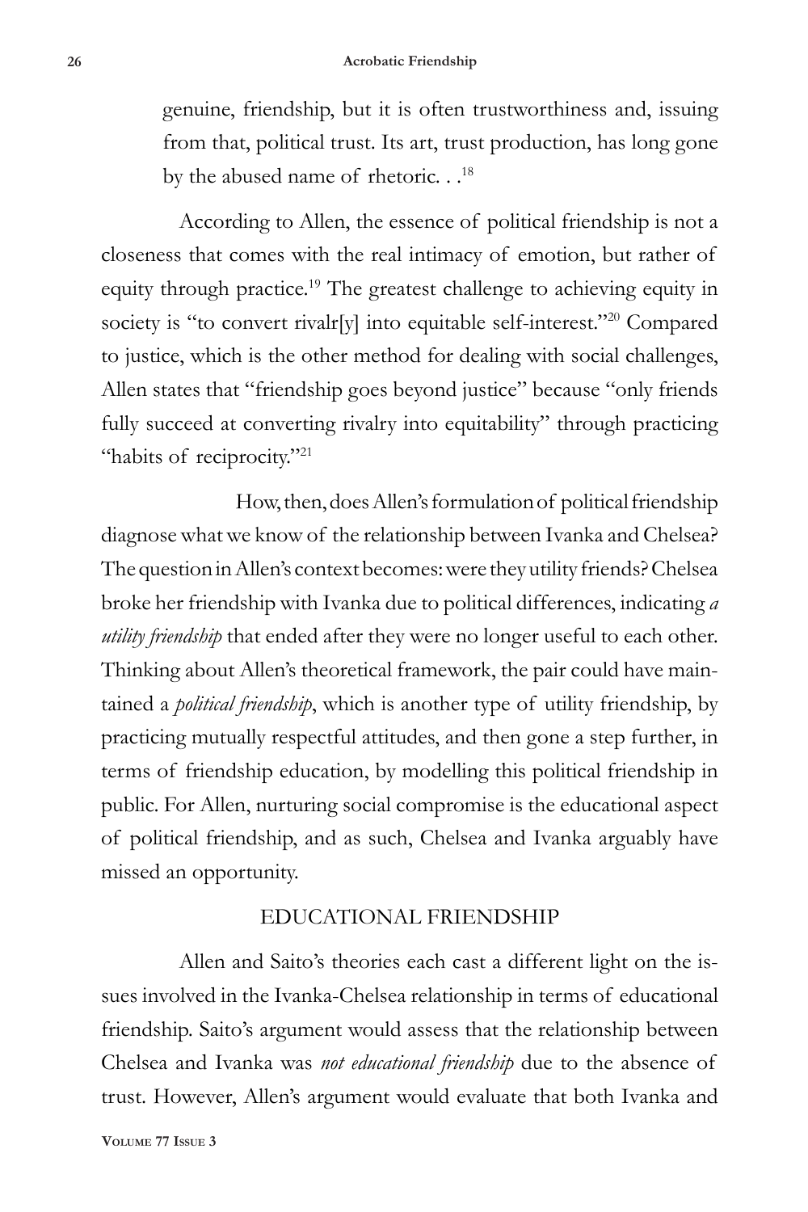> genuine, friendship, but it is often trustworthiness and, issuing from that, political trust. Its art, trust production, has long gone by the abused name of rhetoric. . .[18]

According to Allen, the essence of political friendship is not a closeness that comes with the real intimacy of emotion, but rather of equity through practice.[19] The greatest challenge to achieving equity in society is "to convert rivalr[y] into equitable self-interest."[20] Compared to justice, which is the other method for dealing with social challenges, Allen states that "friendship goes beyond justice" because "only friends fully succeed at converting rivalry into equitability" through practicing "habits of reciprocity."[21]

How, then, does Allen's formulation of political friendship diagnose what we know of the relationship between Ivanka and Chelsea? The question in Allen's context becomes: were they utility friends? Chelsea broke her friendship with Ivanka due to political differences, indicating *a utility friendship* that ended after they were no longer useful to each other. Thinking about Allen's theoretical framework, the pair could have maintained a *political friendship*, which is another type of utility friendship, by practicing mutually respectful attitudes, and then gone a step further, in terms of friendship education, by modelling this political friendship in public. For Allen, nurturing social compromise is the educational aspect of political friendship, and as such, Chelsea and Ivanka arguably have missed an opportunity.

## EDUCATIONAL FRIENDSHIP

Allen and Saito's theories each cast a different light on the issues involved in the Ivanka-Chelsea relationship in terms of educational friendship. Saito's argument would assess that the relationship between Chelsea and Ivanka was *not educational friendship* due to the absence of trust. However, Allen's argument would evaluate that both Ivanka and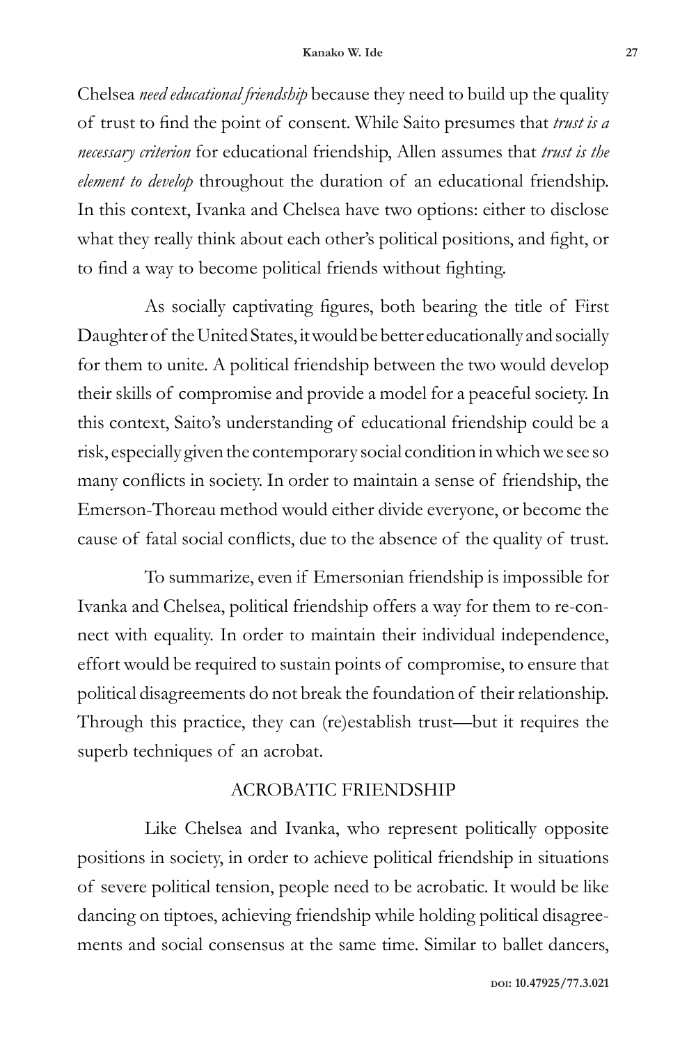Chelsea *need educational friendship* because they need to build up the quality of trust to find the point of consent. While Saito presumes that *trust is a necessary criterion* for educational friendship, Allen assumes that *trust is the element to develop* throughout the duration of an educational friendship. In this context, Ivanka and Chelsea have two options: either to disclose what they really think about each other's political positions, and fight, or to find a way to become political friends without fighting.

As socially captivating figures, both bearing the title of First Daughter of the United States, it would be better educationally and socially for them to unite. A political friendship between the two would develop their skills of compromise and provide a model for a peaceful society. In this context, Saito's understanding of educational friendship could be a risk, especially given the contemporary social condition in which we see so many conflicts in society. In order to maintain a sense of friendship, the Emerson-Thoreau method would either divide everyone, or become the cause of fatal social conflicts, due to the absence of the quality of trust.

To summarize, even if Emersonian friendship is impossible for Ivanka and Chelsea, political friendship offers a way for them to re-connect with equality. In order to maintain their individual independence, effort would be required to sustain points of compromise, to ensure that political disagreements do not break the foundation of their relationship. Through this practice, they can (re)establish trust—but it requires the superb techniques of an acrobat.

## ACROBATIC FRIENDSHIP

Like Chelsea and Ivanka, who represent politically opposite positions in society, in order to achieve political friendship in situations of severe political tension, people need to be acrobatic. It would be like dancing on tiptoes, achieving friendship while holding political disagreements and social consensus at the same time. Similar to ballet dancers,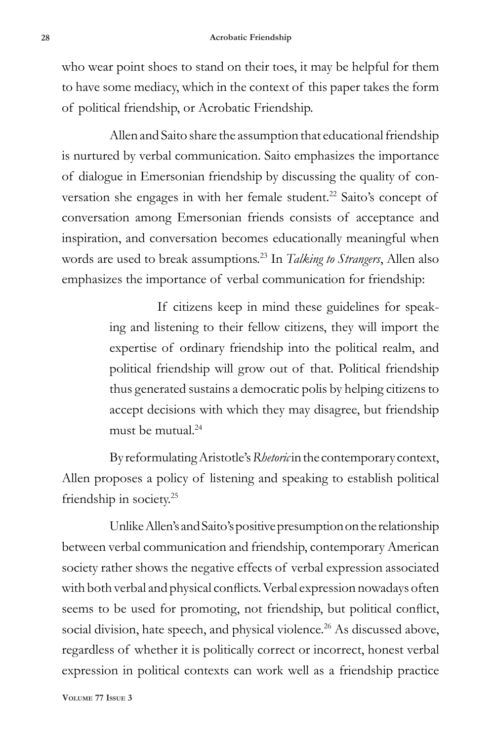who wear point shoes to stand on their toes, it may be helpful for them to have some mediacy, which in the context of this paper takes the form of political friendship, or Acrobatic Friendship.

Allen and Saito share the assumption that educational friendship is nurtured by verbal communication. Saito emphasizes the importance of dialogue in Emersonian friendship by discussing the quality of conversation she engages in with her female student.[22] Saito's concept of conversation among Emersonian friends consists of acceptance and inspiration, and conversation becomes educationally meaningful when words are used to break assumptions.[23] In *Talking to Strangers*, Allen also emphasizes the importance of verbal communication for friendship:

> If citizens keep in mind these guidelines for speaking and listening to their fellow citizens, they will import the expertise of ordinary friendship into the political realm, and political friendship will grow out of that. Political friendship thus generated sustains a democratic polis by helping citizens to accept decisions with which they may disagree, but friendship must be mutual.[24]

By reformulating Aristotle's *Rhetoric* in the contemporary context, Allen proposes a policy of listening and speaking to establish political friendship in society.[25]

Unlike Allen's and Saito's positive presumption on the relationship between verbal communication and friendship, contemporary American society rather shows the negative effects of verbal expression associated with both verbal and physical conflicts. Verbal expression nowadays often seems to be used for promoting, not friendship, but political conflict, social division, hate speech, and physical violence.[26] As discussed above, regardless of whether it is politically correct or incorrect, honest verbal expression in political contexts can work well as a friendship practice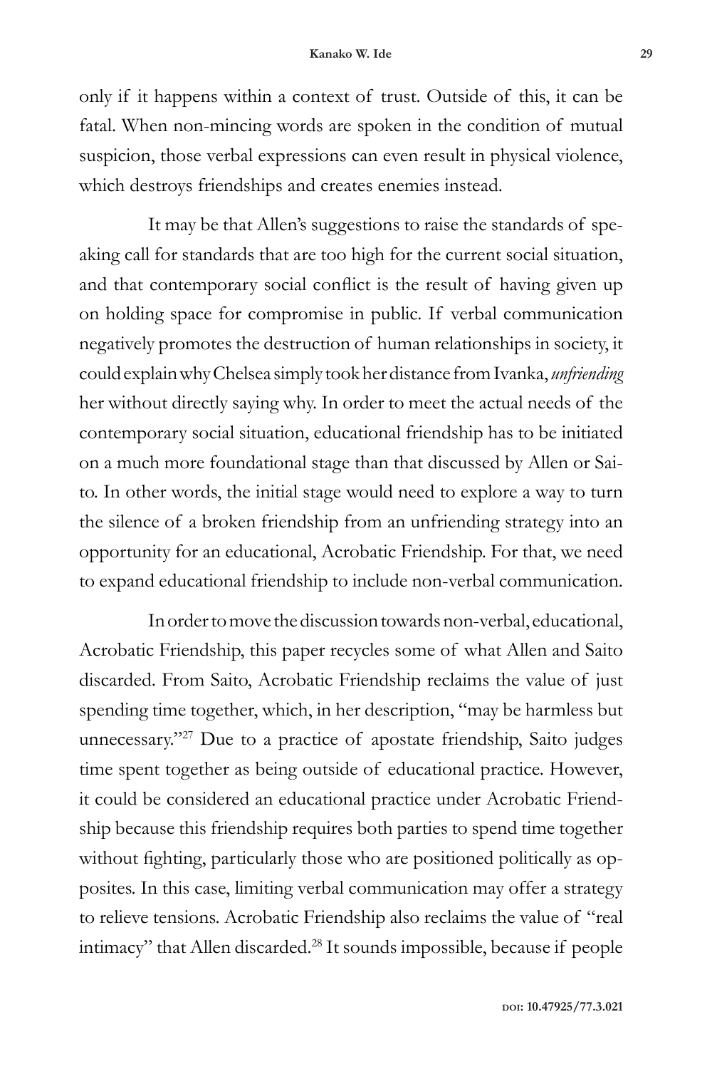only if it happens within a context of trust. Outside of this, it can be fatal. When non-mincing words are spoken in the condition of mutual suspicion, those verbal expressions can even result in physical violence, which destroys friendships and creates enemies instead.

It may be that Allen's suggestions to raise the standards of speaking call for standards that are too high for the current social situation, and that contemporary social conflict is the result of having given up on holding space for compromise in public. If verbal communication negatively promotes the destruction of human relationships in society, it could explain why Chelsea simply took her distance from Ivanka, *unfriending* her without directly saying why. In order to meet the actual needs of the contemporary social situation, educational friendship has to be initiated on a much more foundational stage than that discussed by Allen or Saito. In other words, the initial stage would need to explore a way to turn the silence of a broken friendship from an unfriending strategy into an opportunity for an educational, Acrobatic Friendship. For that, we need to expand educational friendship to include non-verbal communication.

In order to move the discussion towards non-verbal, educational, Acrobatic Friendship, this paper recycles some of what Allen and Saito discarded. From Saito, Acrobatic Friendship reclaims the value of just spending time together, which, in her description, "may be harmless but unnecessary."[27] Due to a practice of apostate friendship, Saito judges time spent together as being outside of educational practice. However, it could be considered an educational practice under Acrobatic Friendship because this friendship requires both parties to spend time together without fighting, particularly those who are positioned politically as opposites. In this case, limiting verbal communication may offer a strategy to relieve tensions. Acrobatic Friendship also reclaims the value of "real intimacy" that Allen discarded.[28] It sounds impossible, because if people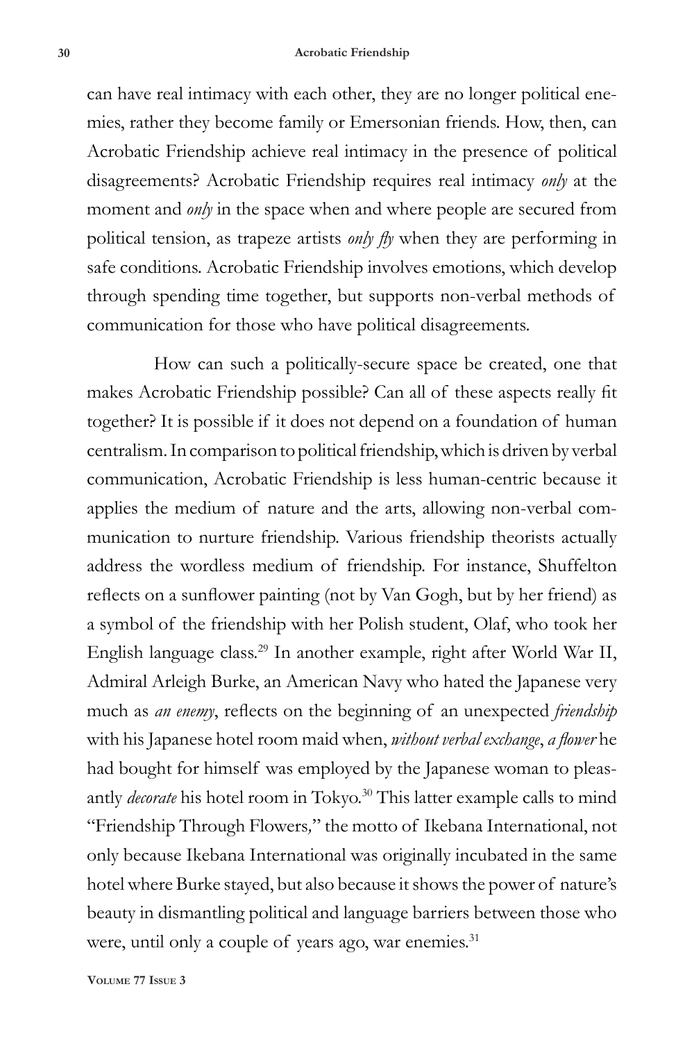can have real intimacy with each other, they are no longer political enemies, rather they become family or Emersonian friends. How, then, can Acrobatic Friendship achieve real intimacy in the presence of political disagreements? Acrobatic Friendship requires real intimacy *only* at the moment and *only* in the space when and where people are secured from political tension, as trapeze artists *only fly* when they are performing in safe conditions. Acrobatic Friendship involves emotions, which develop through spending time together, but supports non-verbal methods of communication for those who have political disagreements.

How can such a politically-secure space be created, one that makes Acrobatic Friendship possible? Can all of these aspects really fit together? It is possible if it does not depend on a foundation of human centralism. In comparison to political friendship, which is driven by verbal communication, Acrobatic Friendship is less human-centric because it applies the medium of nature and the arts, allowing non-verbal communication to nurture friendship. Various friendship theorists actually address the wordless medium of friendship. For instance, Shuffelton reflects on a sunflower painting (not by Van Gogh, but by her friend) as a symbol of the friendship with her Polish student, Olaf, who took her English language class.[29] In another example, right after World War II, Admiral Arleigh Burke, an American Navy who hated the Japanese very much as *an enemy*, reflects on the beginning of an unexpected *friendship* with his Japanese hotel room maid when, *without verbal exchange*, *a flower* he had bought for himself was employed by the Japanese woman to pleasantly *decorate* his hotel room in Tokyo.[30] This latter example calls to mind "Friendship Through Flowers," the motto of Ikebana International, not only because Ikebana International was originally incubated in the same hotel where Burke stayed, but also because it shows the power of nature's beauty in dismantling political and language barriers between those who were, until only a couple of years ago, war enemies.[31]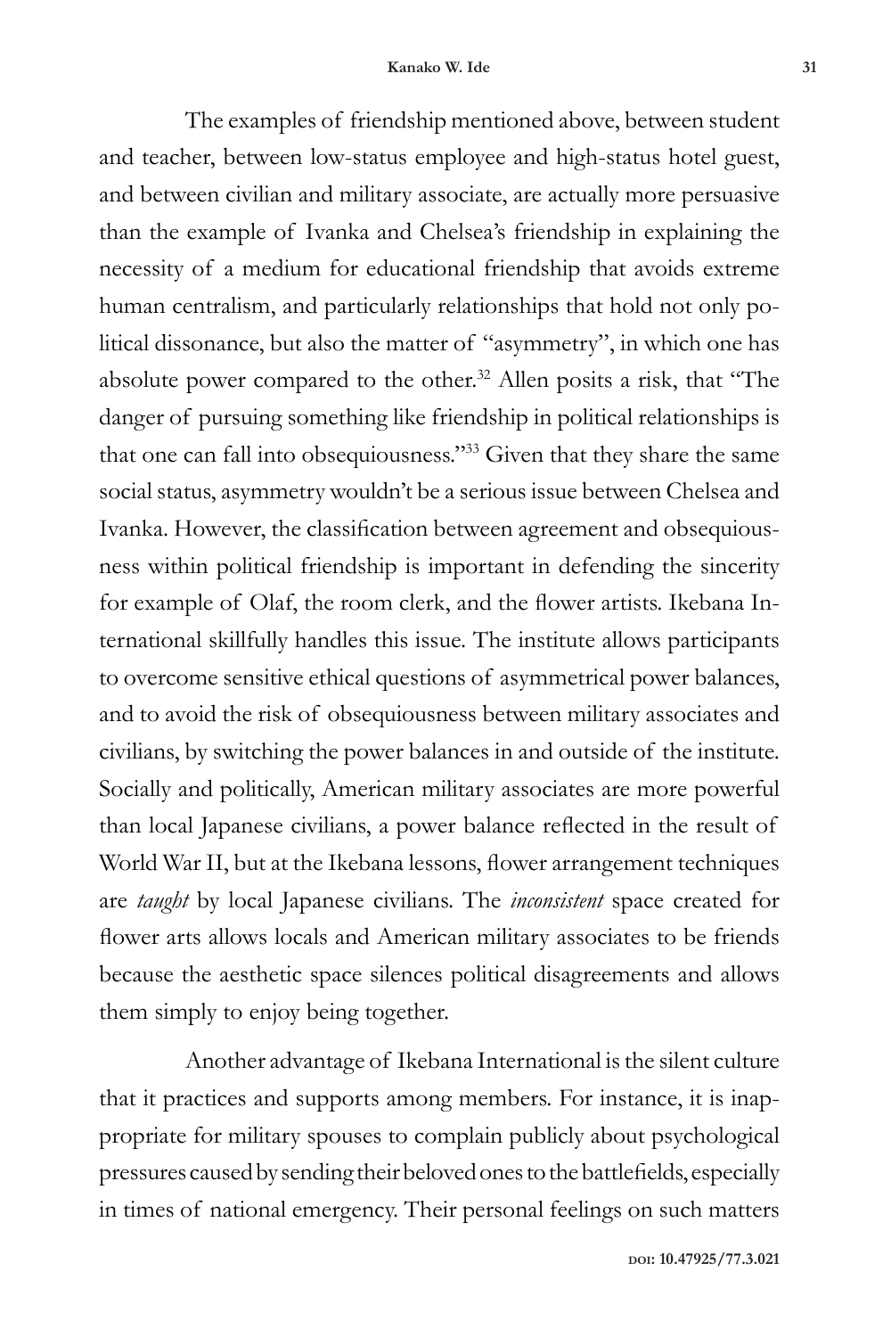The examples of friendship mentioned above, between student and teacher, between low-status employee and high-status hotel guest, and between civilian and military associate, are actually more persuasive than the example of Ivanka and Chelsea's friendship in explaining the necessity of a medium for educational friendship that avoids extreme human centralism, and particularly relationships that hold not only political dissonance, but also the matter of "asymmetry", in which one has absolute power compared to the other.[32] Allen posits a risk, that "The danger of pursuing something like friendship in political relationships is that one can fall into obsequiousness."[33] Given that they share the same social status, asymmetry wouldn't be a serious issue between Chelsea and Ivanka. However, the classification between agreement and obsequiousness within political friendship is important in defending the sincerity for example of Olaf, the room clerk, and the flower artists. Ikebana International skillfully handles this issue. The institute allows participants to overcome sensitive ethical questions of asymmetrical power balances, and to avoid the risk of obsequiousness between military associates and civilians, by switching the power balances in and outside of the institute. Socially and politically, American military associates are more powerful than local Japanese civilians, a power balance reflected in the result of World War II, but at the Ikebana lessons, flower arrangement techniques are *taught* by local Japanese civilians. The *inconsistent* space created for flower arts allows locals and American military associates to be friends because the aesthetic space silences political disagreements and allows them simply to enjoy being together.

Another advantage of Ikebana International is the silent culture that it practices and supports among members. For instance, it is inappropriate for military spouses to complain publicly about psychological pressures caused by sending their beloved ones to the battlefields, especially in times of national emergency. Their personal feelings on such matters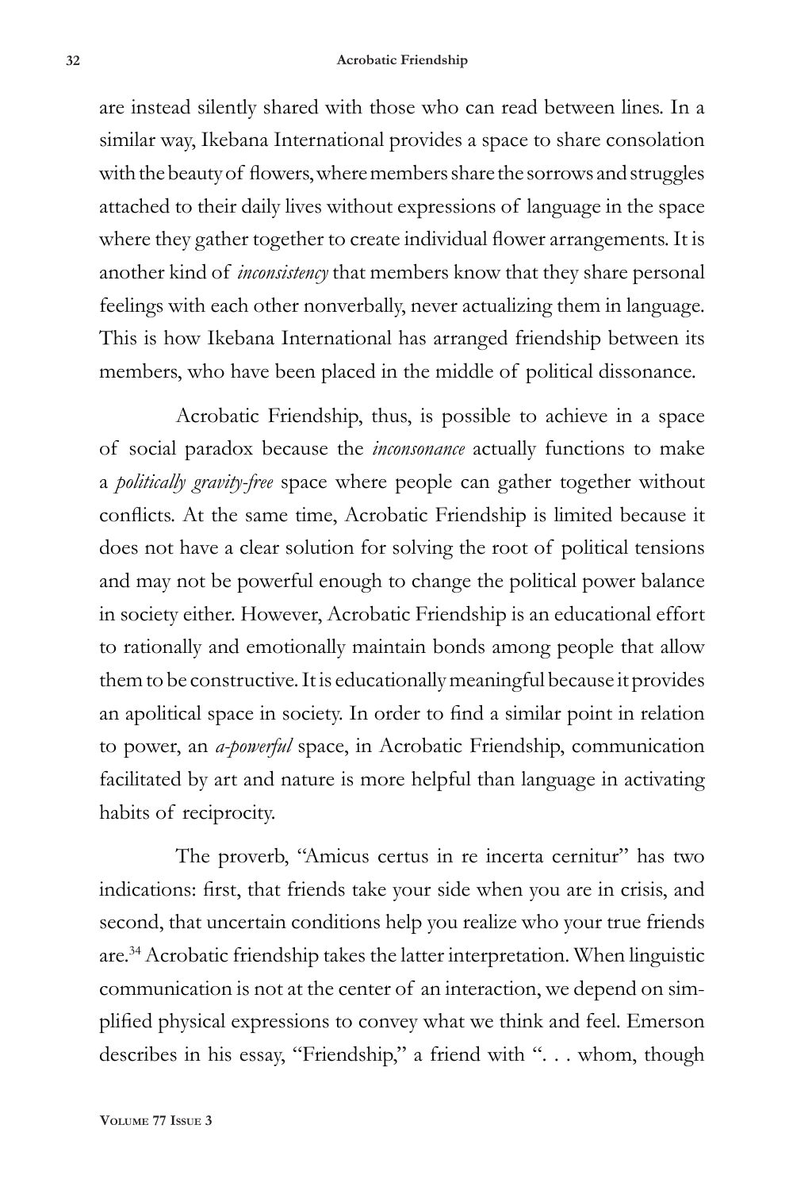are instead silently shared with those who can read between lines. In a similar way, Ikebana International provides a space to share consolation with the beauty of flowers, where members share the sorrows and struggles attached to their daily lives without expressions of language in the space where they gather together to create individual flower arrangements. It is another kind of *inconsistency* that members know that they share personal feelings with each other nonverbally, never actualizing them in language. This is how Ikebana International has arranged friendship between its members, who have been placed in the middle of political dissonance.

Acrobatic Friendship, thus, is possible to achieve in a space of social paradox because the *inconsonance* actually functions to make a *politically gravity-free* space where people can gather together without conflicts. At the same time, Acrobatic Friendship is limited because it does not have a clear solution for solving the root of political tensions and may not be powerful enough to change the political power balance in society either. However, Acrobatic Friendship is an educational effort to rationally and emotionally maintain bonds among people that allow them to be constructive. It is educationally meaningful because it provides an apolitical space in society. In order to find a similar point in relation to power, an *a-powerful* space, in Acrobatic Friendship, communication facilitated by art and nature is more helpful than language in activating habits of reciprocity.

The proverb, "Amicus certus in re incerta cernitur" has two indications: first, that friends take your side when you are in crisis, and second, that uncertain conditions help you realize who your true friends are.[34] Acrobatic friendship takes the latter interpretation. When linguistic communication is not at the center of an interaction, we depend on simplified physical expressions to convey what we think and feel. Emerson describes in his essay, "Friendship," a friend with ". . . whom, though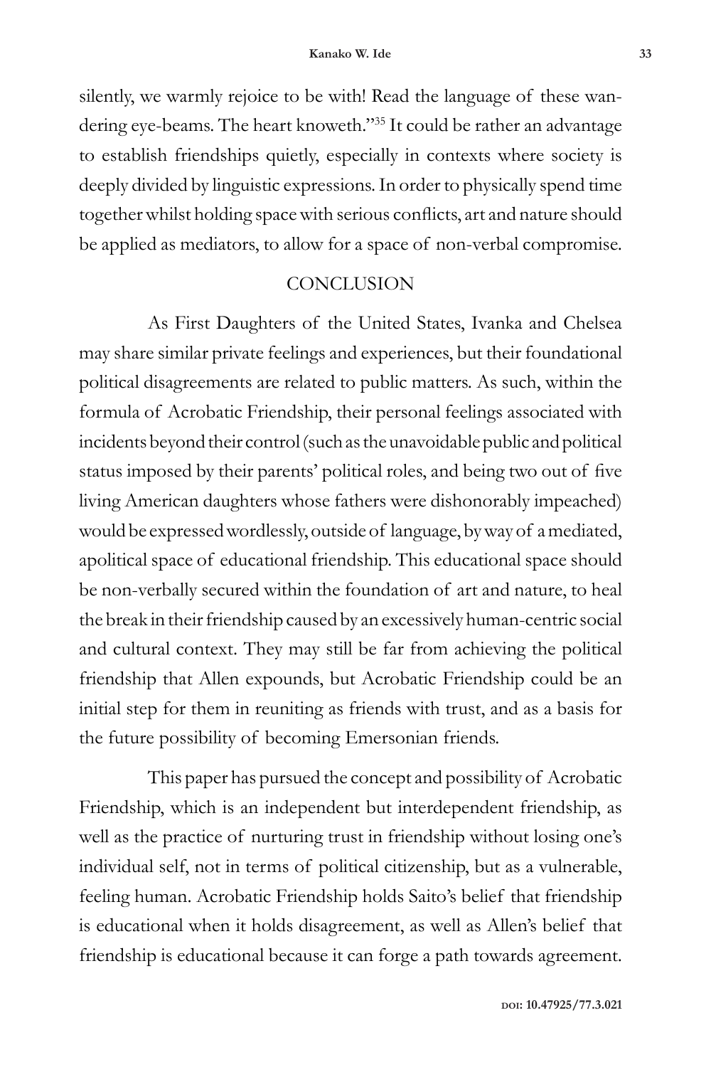silently, we warmly rejoice to be with! Read the language of these wandering eye-beams. The heart knoweth."[35] It could be rather an advantage to establish friendships quietly, especially in contexts where society is deeply divided by linguistic expressions. In order to physically spend time together whilst holding space with serious conflicts, art and nature should be applied as mediators, to allow for a space of non-verbal compromise.

## CONCLUSION

As First Daughters of the United States, Ivanka and Chelsea may share similar private feelings and experiences, but their foundational political disagreements are related to public matters. As such, within the formula of Acrobatic Friendship, their personal feelings associated with incidents beyond their control (such as the unavoidable public and political status imposed by their parents' political roles, and being two out of five living American daughters whose fathers were dishonorably impeached) would be expressed wordlessly, outside of language, by way of a mediated, apolitical space of educational friendship. This educational space should be non-verbally secured within the foundation of art and nature, to heal the break in their friendship caused by an excessively human-centric social and cultural context. They may still be far from achieving the political friendship that Allen expounds, but Acrobatic Friendship could be an initial step for them in reuniting as friends with trust, and as a basis for the future possibility of becoming Emersonian friends.

This paper has pursued the concept and possibility of Acrobatic Friendship, which is an independent but interdependent friendship, as well as the practice of nurturing trust in friendship without losing one's individual self, not in terms of political citizenship, but as a vulnerable, feeling human. Acrobatic Friendship holds Saito's belief that friendship is educational when it holds disagreement, as well as Allen's belief that friendship is educational because it can forge a path towards agreement.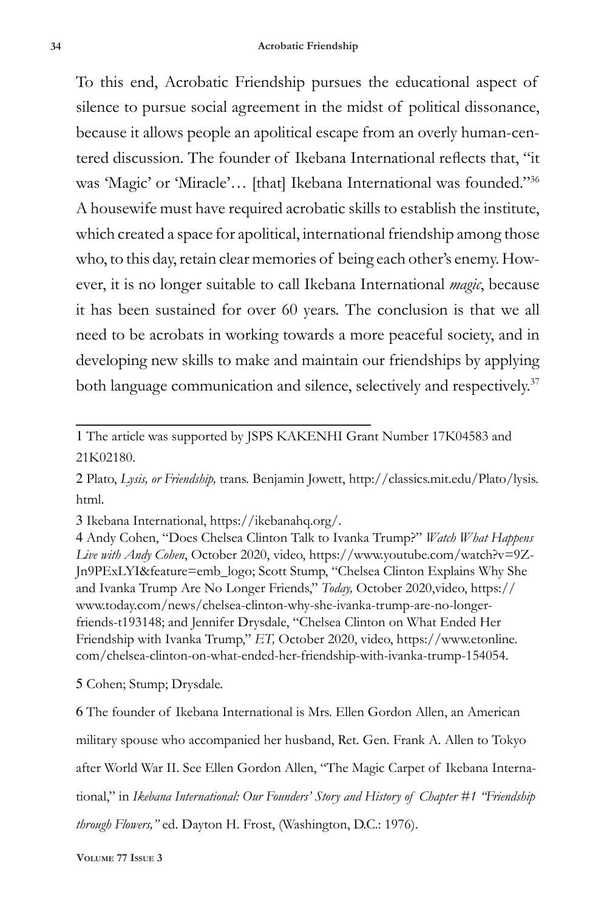To this end, Acrobatic Friendship pursues the educational aspect of silence to pursue social agreement in the midst of political dissonance, because it allows people an apolitical escape from an overly human-centered discussion. The founder of Ikebana International reflects that, "it was 'Magic' or 'Miracle'… [that] Ikebana International was founded."[36] A housewife must have required acrobatic skills to establish the institute, which created a space for apolitical, international friendship among those who, to this day, retain clear memories of being each other's enemy. However, it is no longer suitable to call Ikebana International *magic*, because it has been sustained for over 60 years. The conclusion is that we all need to be acrobats in working towards a more peaceful society, and in developing new skills to make and maintain our friendships by applying both language communication and silence, selectively and respectively.[37]

---

1 The article was supported by JSPS KAKENHI Grant Number 17K04583 and 21K02180.

2 Plato, *Lysis, or Friendship,* trans. Benjamin Jowett, http://classics.mit.edu/Plato/lysis.html.

3 Ikebana International, https://ikebanahq.org/.

4 Andy Cohen, "Does Chelsea Clinton Talk to Ivanka Trump?" *Watch What Happens Live with Andy Cohen*, October 2020, video, https://www.youtube.com/watch?v=9Z-Jn9PExLYI&feature=emb_logo; Scott Stump, "Chelsea Clinton Explains Why She and Ivanka Trump Are No Longer Friends," *Today,* October 2020,video, https://www.today.com/news/chelsea-clinton-why-she-ivanka-trump-are-no-longer-friends-t193148; and Jennifer Drysdale, "Chelsea Clinton on What Ended Her Friendship with Ivanka Trump," *ET,* October 2020, video, https://www.etonline.com/chelsea-clinton-on-what-ended-her-friendship-with-ivanka-trump-154054.

5 Cohen; Stump; Drysdale.

6 The founder of Ikebana International is Mrs. Ellen Gordon Allen, an American military spouse who accompanied her husband, Ret. Gen. Frank A. Allen to Tokyo after World War II. See Ellen Gordon Allen, "The Magic Carpet of Ikebana International," in *Ikebana International: Our Founders' Story and History of Chapter #1 "Friendship through Flowers,"* ed. Dayton H. Frost, (Washington, D.C.: 1976).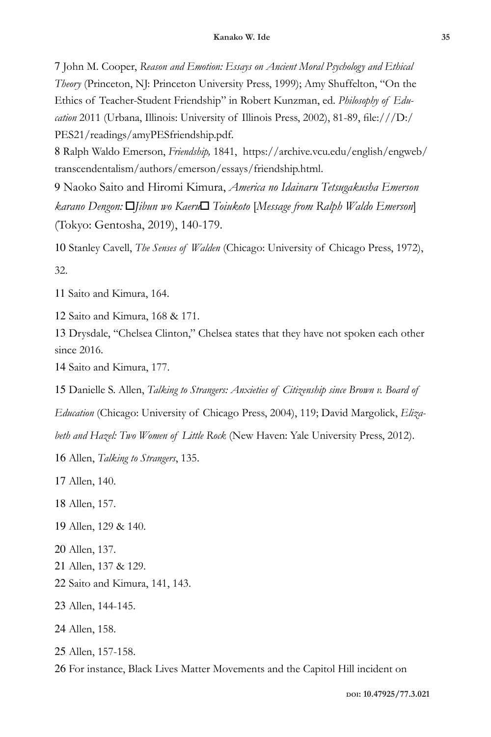7 John M. Cooper, *Reason and Emotion: Essays on Ancient Moral Psychology and Ethical Theory* (Princeton, NJ: Princeton University Press, 1999); Amy Shuffelton, "On the Ethics of Teacher-Student Friendship" in Robert Kunzman, ed. *Philosophy of Education* 2011 (Urbana, Illinois: University of Illinois Press, 2002), 81-89, file:///D:/PES21/readings/amyPESfriendship.pdf.

8 Ralph Waldo Emerson, *Friendship,* 1841, https://archive.vcu.edu/english/engweb/transcendentalism/authors/emerson/essays/friendship.html.

9 Naoko Saito and Hiromi Kimura, *America no Idainaru Tetsugakusha Emerson karano Dengon:* □*Jibun wo Kaeru*□ *Toiukoto* [*Message from Ralph Waldo Emerson*] (Tokyo: Gentosha, 2019), 140-179.

10 Stanley Cavell, *The Senses of Walden* (Chicago: University of Chicago Press, 1972), 32.

11 Saito and Kimura, 164.

12 Saito and Kimura, 168 & 171.

13 Drysdale, "Chelsea Clinton," Chelsea states that they have not spoken each other since 2016.

14 Saito and Kimura, 177.

15 Danielle S. Allen, *Talking to Strangers: Anxieties of Citizenship since Brown v. Board of Education* (Chicago: University of Chicago Press, 2004), 119; David Margolick, *Elizabeth and Hazel: Two Women of Little Rock* (New Haven: Yale University Press, 2012).

16 Allen, *Talking to Strangers*, 135.

17 Allen, 140.

18 Allen, 157.

19 Allen, 129 & 140.

20 Allen, 137.

21 Allen, 137 & 129.

22 Saito and Kimura, 141, 143.

23 Allen, 144-145.

24 Allen, 158.

25 Allen, 157-158.

26 For instance, Black Lives Matter Movements and the Capitol Hill incident on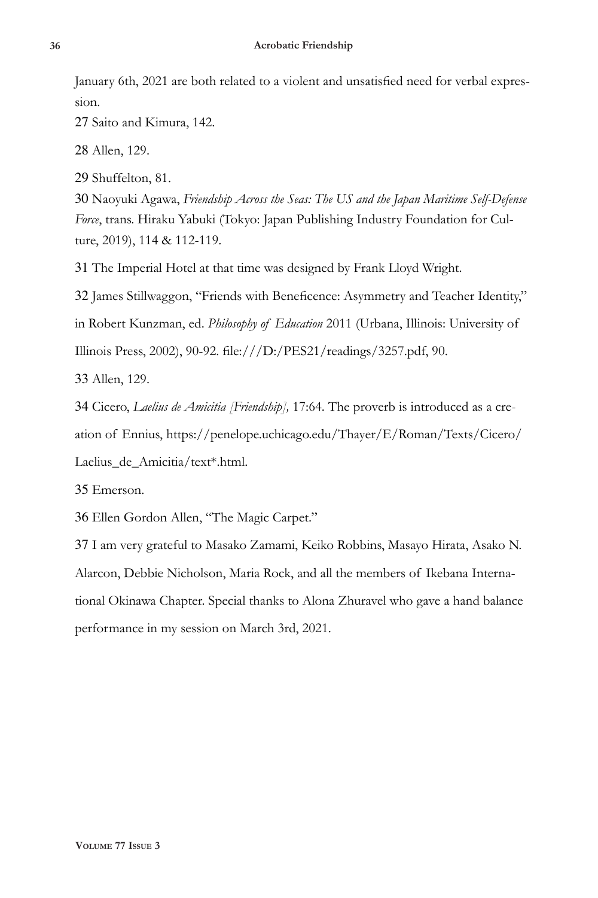January 6th, 2021 are both related to a violent and unsatisfied need for verbal expression.

27 Saito and Kimura, 142.

28 Allen, 129.

29 Shuffelton, 81.

30 Naoyuki Agawa, *Friendship Across the Seas: The US and the Japan Maritime Self-Defense Force*, trans. Hiraku Yabuki (Tokyo: Japan Publishing Industry Foundation for Culture, 2019), 114 & 112-119.

31 The Imperial Hotel at that time was designed by Frank Lloyd Wright.

32 James Stillwaggon, "Friends with Beneficence: Asymmetry and Teacher Identity," in Robert Kunzman, ed. *Philosophy of Education* 2011 (Urbana, Illinois: University of Illinois Press, 2002), 90-92. file:///D:/PES21/readings/3257.pdf, 90.

33 Allen, 129.

34 Cicero, *Laelius de Amicitia [Friendship],* 17:64. The proverb is introduced as a creation of Ennius, https://penelope.uchicago.edu/Thayer/E/Roman/Texts/Cicero/Laelius_de_Amicitia/text*.html.

35 Emerson.

36 Ellen Gordon Allen, "The Magic Carpet."

37 I am very grateful to Masako Zamami, Keiko Robbins, Masayo Hirata, Asako N. Alarcon, Debbie Nicholson, Maria Rock, and all the members of Ikebana International Okinawa Chapter. Special thanks to Alona Zhuravel who gave a hand balance performance in my session on March 3rd, 2021.